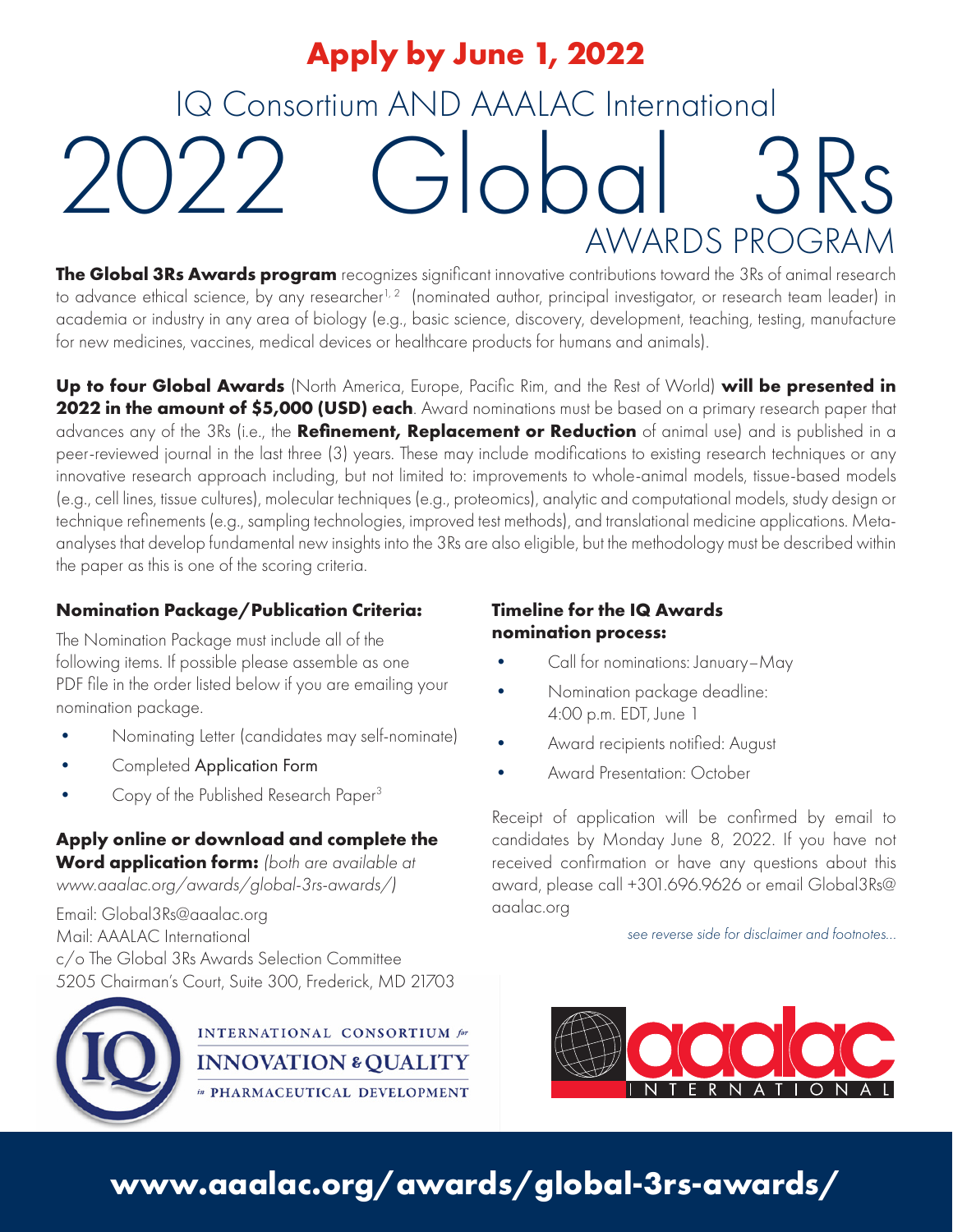**Apply by June 1, 2022**

IQ Consortium AND AAALAC International

# 2022 Global 3Rs AWARDS PROGRAM

**The Global 3Rs Awards program** recognizes significant innovative contributions toward the 3Rs of animal research to advance ethical science, by any researcher[1,2] (nominated author, principal investigator, or research team leader) in academia or industry in any area of biology (e.g., basic science, discovery, development, teaching, testing, manufacture for new medicines, vaccines, medical devices or healthcare products for humans and animals).

**Up to four Global Awards** (North America, Europe, Pacific Rim, and the Rest of World) **will be presented in 2022 in the amount of $5,000 (USD) each**. Award nominations must be based on a primary research paper that advances any of the 3Rs (i.e., the **Refinement, Replacement or Reduction** of animal use) and is published in a peer-reviewed journal in the last three (3) years. These may include modifications to existing research techniques or any innovative research approach including, but not limited to: improvements to whole-animal models, tissue-based models (e.g., cell lines, tissue cultures), molecular techniques (e.g., proteomics), analytic and computational models, study design or technique refinements (e.g., sampling technologies, improved test methods), and translational medicine applications. Meta-analyses that develop fundamental new insights into the 3Rs are also eligible, but the methodology must be described within the paper as this is one of the scoring criteria.

### Nomination Package/Publication Criteria:

The Nomination Package must include all of the following items. If possible please assemble as one PDF file in the order listed below if you are emailing your nomination package.

- Nominating Letter (candidates may self-nominate)
- Completed Application Form
- Copy of the Published Research Paper[3]

### Apply online or download and complete the Word application form: *(both are available at www.aaalac.org/awards/global-3rs-awards/)*

Email: Global3Rs@aaalac.org
Mail: AAALAC International
c/o The Global 3Rs Awards Selection Committee
5205 Chairman's Court, Suite 300, Frederick, MD 21703

### Timeline for the IQ Awards nomination process:

- Call for nominations: January–May
- Nomination package deadline: 4:00 p.m. EDT, June 1
- Award recipients notified: August
- Award Presentation: October

Receipt of application will be confirmed by email to candidates by Monday June 8, 2022. If you have not received confirmation or have any questions about this award, please call +301.696.9626 or email Global3Rs@aaalac.org

*see reverse side for disclaimer and footnotes...*

INTERNATIONAL CONSORTIUM *for* INNOVATION & QUALITY *in* PHARMACEUTICAL DEVELOPMENT

aaalac INTERNATIONAL

**www.aaalac.org/awards/global-3rs-awards/**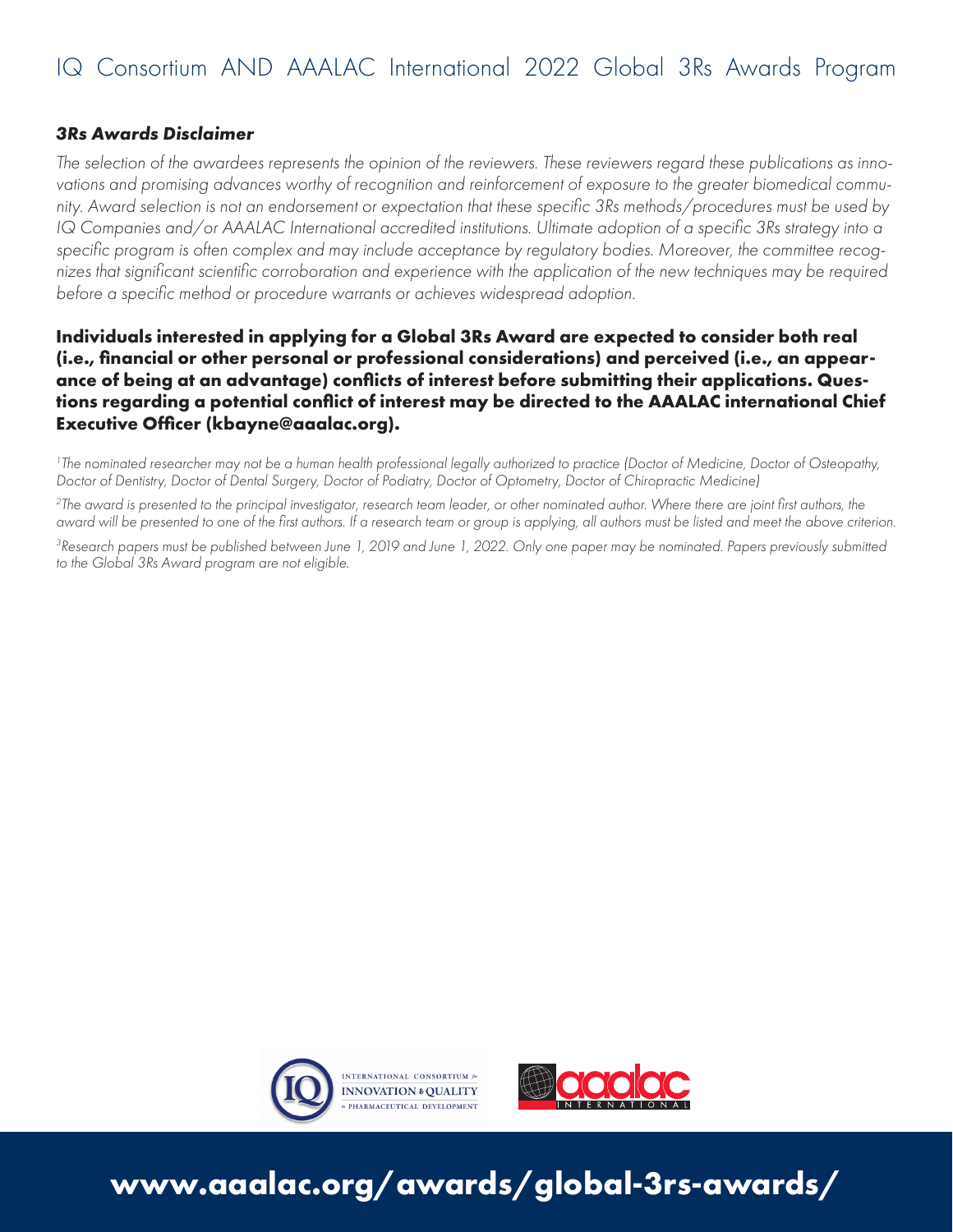# IQ Consortium AND AAALAC International 2022 Global 3Rs Awards Program

### *3Rs Awards Disclaimer*

*The selection of the awardees represents the opinion of the reviewers. These reviewers regard these publications as innovations and promising advances worthy of recognition and reinforcement of exposure to the greater biomedical community. Award selection is not an endorsement or expectation that these specific 3Rs methods/procedures must be used by IQ Companies and/or AAALAC International accredited institutions. Ultimate adoption of a specific 3Rs strategy into a specific program is often complex and may include acceptance by regulatory bodies. Moreover, the committee recognizes that significant scientific corroboration and experience with the application of the new techniques may be required before a specific method or procedure warrants or achieves widespread adoption.*

**Individuals interested in applying for a Global 3Rs Award are expected to consider both real (i.e., financial or other personal or professional considerations) and perceived (i.e., an appearance of being at an advantage) conflicts of interest before submitting their applications. Questions regarding a potential conflict of interest may be directed to the AAALAC international Chief Executive Officer (kbayne@aaalac.org).**

*[1] The nominated researcher may not be a human health professional legally authorized to practice (Doctor of Medicine, Doctor of Osteopathy, Doctor of Dentistry, Doctor of Dental Surgery, Doctor of Podiatry, Doctor of Optometry, Doctor of Chiropractic Medicine)*

*[2] The award is presented to the principal investigator, research team leader, or other nominated author. Where there are joint first authors, the award will be presented to one of the first authors. If a research team or group is applying, all authors must be listed and meet the above criterion.*

*[3] Research papers must be published between June 1, 2019 and June 1, 2022. Only one paper may be nominated. Papers previously submitted to the Global 3Rs Award program are not eligible.*

INTERNATIONAL CONSORTIUM for INNOVATION & QUALITY in PHARMACEUTICAL DEVELOPMENT

aaalac INTERNATIONAL

**www.aaalac.org/awards/global-3rs-awards/**